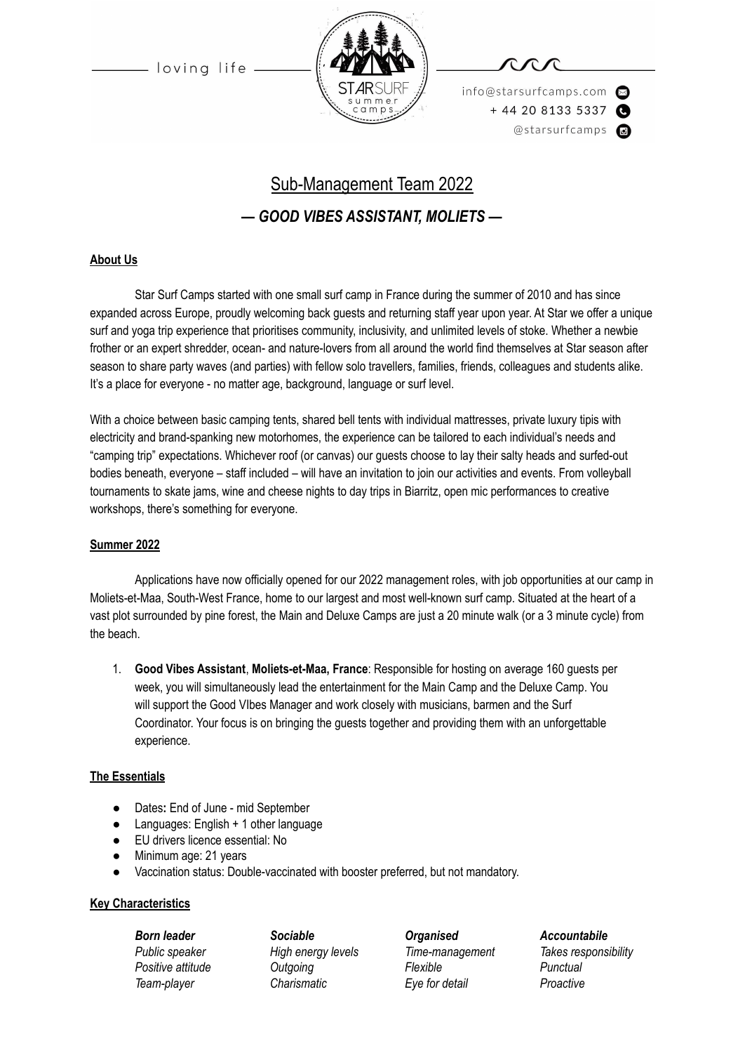loving life

STARSURF summer camps

info@starsurfcamps.com
+ 44 20 8133 5337
@starsurfcamps

# Sub-Management Team 2022

## *— GOOD VIBES ASSISTANT, MOLIETS —*

### About Us

Star Surf Camps started with one small surf camp in France during the summer of 2010 and has since expanded across Europe, proudly welcoming back guests and returning staff year upon year. At Star we offer a unique surf and yoga trip experience that prioritises community, inclusivity, and unlimited levels of stoke. Whether a newbie frother or an expert shredder, ocean- and nature-lovers from all around the world find themselves at Star season after season to share party waves (and parties) with fellow solo travellers, families, friends, colleagues and students alike. It's a place for everyone - no matter age, background, language or surf level.

With a choice between basic camping tents, shared bell tents with individual mattresses, private luxury tipis with electricity and brand-spanking new motorhomes, the experience can be tailored to each individual's needs and "camping trip" expectations. Whichever roof (or canvas) our guests choose to lay their salty heads and surfed-out bodies beneath, everyone – staff included – will have an invitation to join our activities and events. From volleyball tournaments to skate jams, wine and cheese nights to day trips in Biarritz, open mic performances to creative workshops, there's something for everyone.

### Summer 2022

Applications have now officially opened for our 2022 management roles, with job opportunities at our camp in Moliets-et-Maa, South-West France, home to our largest and most well-known surf camp. Situated at the heart of a vast plot surrounded by pine forest, the Main and Deluxe Camps are just a 20 minute walk (or a 3 minute cycle) from the beach.

1. **Good Vibes Assistant**, **Moliets-et-Maa, France**: Responsible for hosting on average 160 guests per week, you will simultaneously lead the entertainment for the Main Camp and the Deluxe Camp. You will support the Good VIbes Manager and work closely with musicians, barmen and the Surf Coordinator. Your focus is on bringing the guests together and providing them with an unforgettable experience.

### The Essentials

- Dates**:** End of June - mid September
- Languages: English + 1 other language
- EU drivers licence essential: No
- Minimum age: 21 years
- Vaccination status: Double-vaccinated with booster preferred, but not mandatory.

### Key Characteristics

| ***Born leader*** | ***Sociable*** | ***Organised*** | ***Accountabile*** |
|---|---|---|---|
| *Public speaker* | *High energy levels* | *Time-management* | *Takes responsibility* |
| *Positive attitude* | *Outgoing* | *Flexible* | *Punctual* |
| *Team-player* | *Charismatic* | *Eye for detail* | *Proactive* |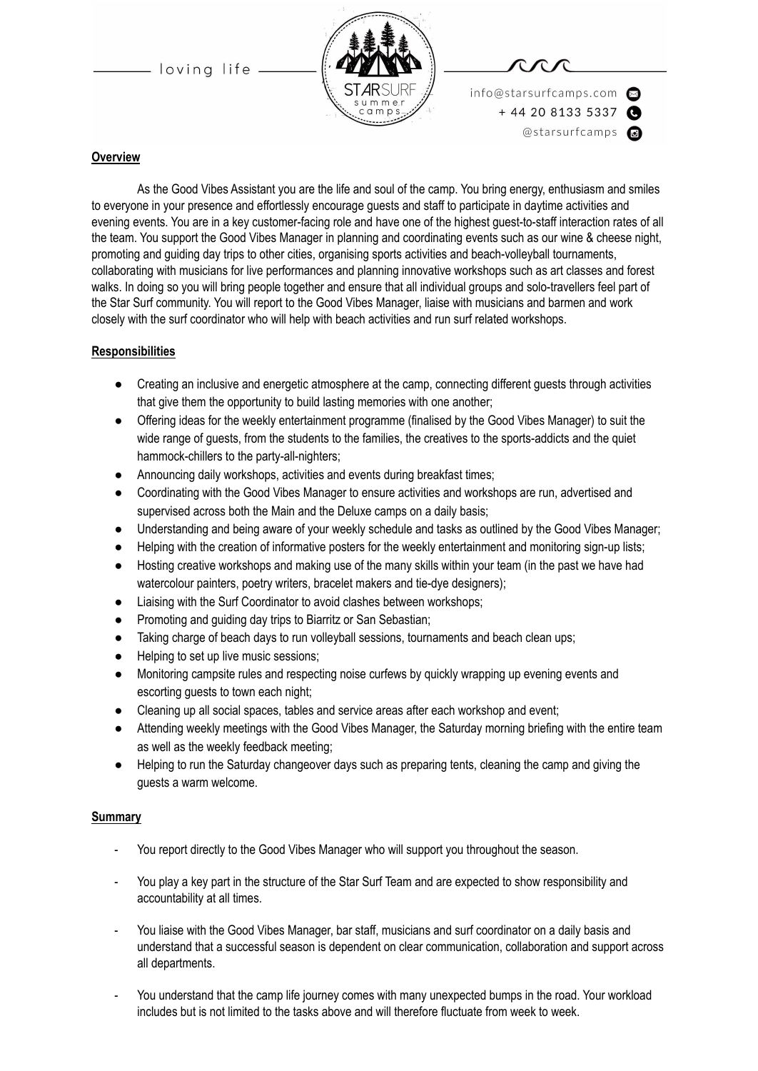**Overview**

As the Good Vibes Assistant you are the life and soul of the camp. You bring energy, enthusiasm and smiles to everyone in your presence and effortlessly encourage guests and staff to participate in daytime activities and evening events. You are in a key customer-facing role and have one of the highest guest-to-staff interaction rates of all the team. You support the Good Vibes Manager in planning and coordinating events such as our wine & cheese night, promoting and guiding day trips to other cities, organising sports activities and beach-volleyball tournaments, collaborating with musicians for live performances and planning innovative workshops such as art classes and forest walks. In doing so you will bring people together and ensure that all individual groups and solo-travellers feel part of the Star Surf community. You will report to the Good Vibes Manager, liaise with musicians and barmen and work closely with the surf coordinator who will help with beach activities and run surf related workshops.

**Responsibilities**

- Creating an inclusive and energetic atmosphere at the camp, connecting different guests through activities that give them the opportunity to build lasting memories with one another;
- Offering ideas for the weekly entertainment programme (finalised by the Good Vibes Manager) to suit the wide range of guests, from the students to the families, the creatives to the sports-addicts and the quiet hammock-chillers to the party-all-nighters;
- Announcing daily workshops, activities and events during breakfast times;
- Coordinating with the Good Vibes Manager to ensure activities and workshops are run, advertised and supervised across both the Main and the Deluxe camps on a daily basis;
- Understanding and being aware of your weekly schedule and tasks as outlined by the Good Vibes Manager;
- Helping with the creation of informative posters for the weekly entertainment and monitoring sign-up lists;
- Hosting creative workshops and making use of the many skills within your team (in the past we have had watercolour painters, poetry writers, bracelet makers and tie-dye designers);
- Liaising with the Surf Coordinator to avoid clashes between workshops;
- Promoting and guiding day trips to Biarritz or San Sebastian;
- Taking charge of beach days to run volleyball sessions, tournaments and beach clean ups;
- Helping to set up live music sessions;
- Monitoring campsite rules and respecting noise curfews by quickly wrapping up evening events and escorting guests to town each night;
- Cleaning up all social spaces, tables and service areas after each workshop and event;
- Attending weekly meetings with the Good Vibes Manager, the Saturday morning briefing with the entire team as well as the weekly feedback meeting;
- Helping to run the Saturday changeover days such as preparing tents, cleaning the camp and giving the guests a warm welcome.

**Summary**

- You report directly to the Good Vibes Manager who will support you throughout the season.
- You play a key part in the structure of the Star Surf Team and are expected to show responsibility and accountability at all times.
- You liaise with the Good Vibes Manager, bar staff, musicians and surf coordinator on a daily basis and understand that a successful season is dependent on clear communication, collaboration and support across all departments.
- You understand that the camp life journey comes with many unexpected bumps in the road. Your workload includes but is not limited to the tasks above and will therefore fluctuate from week to week.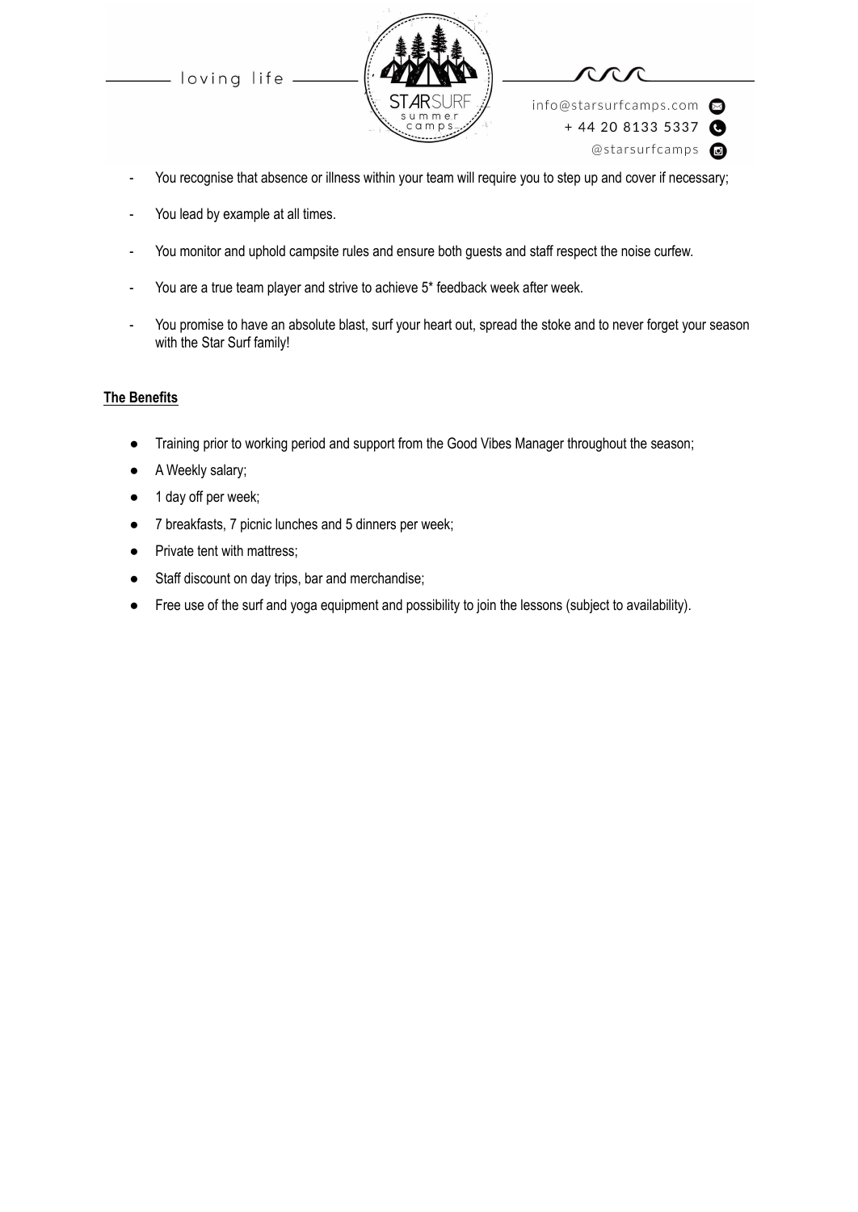- You recognise that absence or illness within your team will require you to step up and cover if necessary;
- You lead by example at all times.
- You monitor and uphold campsite rules and ensure both guests and staff respect the noise curfew.
- You are a true team player and strive to achieve 5* feedback week after week.
- You promise to have an absolute blast, surf your heart out, spread the stoke and to never forget your season with the Star Surf family!

**The Benefits**

- Training prior to working period and support from the Good Vibes Manager throughout the season;
- A Weekly salary;
- 1 day off per week;
- 7 breakfasts, 7 picnic lunches and 5 dinners per week;
- Private tent with mattress;
- Staff discount on day trips, bar and merchandise;
- Free use of the surf and yoga equipment and possibility to join the lessons (subject to availability).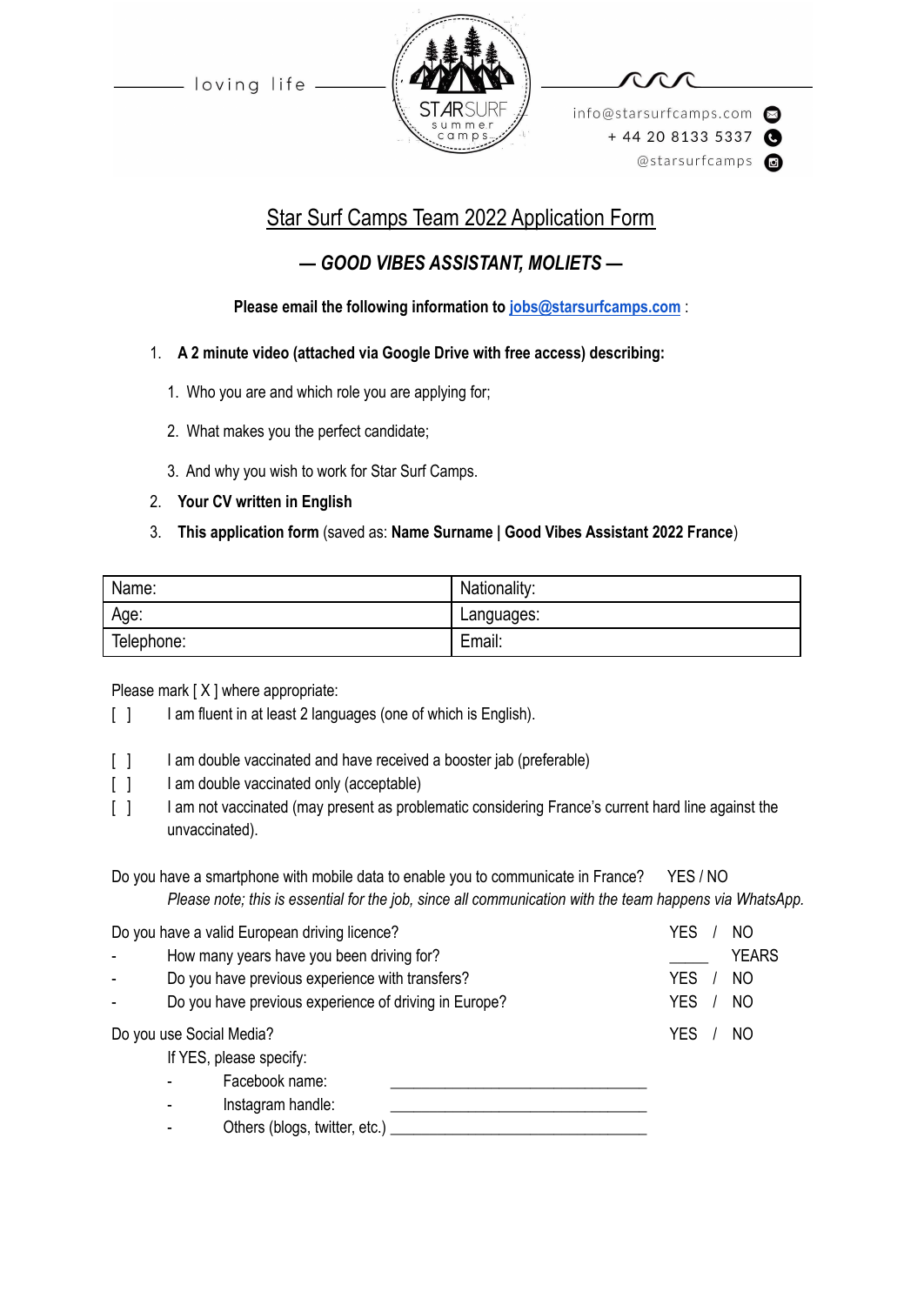loving life

STARSURF summer camps

info@starsurfcamps.com
+ 44 20 8133 5337
@starsurfcamps

# Star Surf Camps Team 2022 Application Form

## *— GOOD VIBES ASSISTANT, MOLIETS —*

**Please email the following information to jobs@starsurfcamps.com** :

1. **A 2 minute video (attached via Google Drive with free access) describing:**
   1. Who you are and which role you are applying for;
   2. What makes you the perfect candidate;
   3. And why you wish to work for Star Surf Camps.
2. **Your CV written in English**
3. **This application form** (saved as: **Name Surname | Good Vibes Assistant 2022 France**)

| Name: | Nationality: |
|---|---|
| Age: | Languages: |
| Telephone: | Email: |

Please mark [ X ] where appropriate:

[ ] I am fluent in at least 2 languages (one of which is English).

[ ] I am double vaccinated and have received a booster jab (preferable)
[ ] I am double vaccinated only (acceptable)
[ ] I am not vaccinated (may present as problematic considering France's current hard line against the unvaccinated).

Do you have a smartphone with mobile data to enable you to communicate in France? YES / NO
*Please note; this is essential for the job, since all communication with the team happens via WhatsApp.*

Do you have a valid European driving licence? YES / NO
- How many years have you been driving for? _____ YEARS
- Do you have previous experience with transfers? YES / NO
- Do you have previous experience of driving in Europe? YES / NO

Do you use Social Media? YES / NO

If YES, please specify:
- Facebook name: ______________________________
- Instagram handle: ______________________________
- Others (blogs, twitter, etc.) ______________________________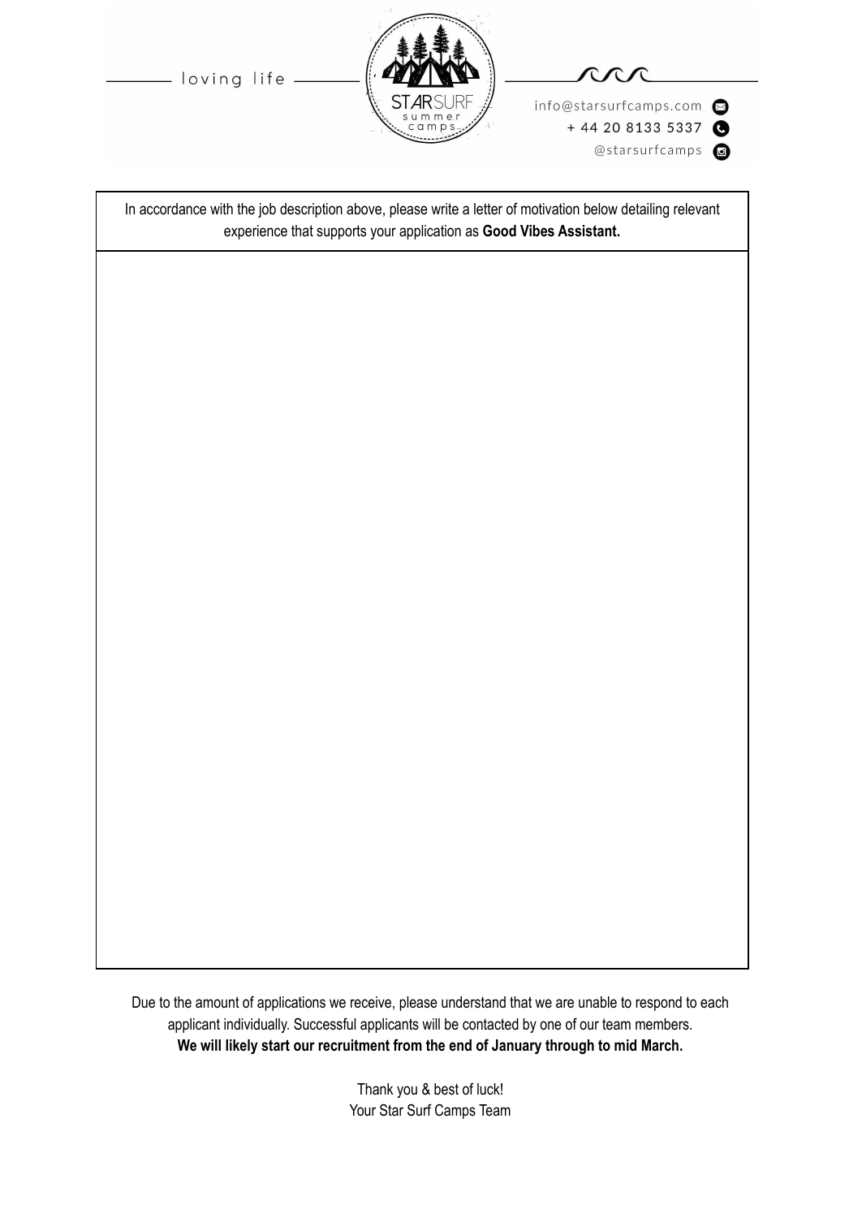loving life

STARSURF summer camps

info@starsurfcamps.com

+ 44 20 8133 5337

@starsurfcamps

| In accordance with the job description above, please write a letter of motivation below detailing relevant experience that supports your application as **Good Vibes Assistant.** |
| --- |
| |

Due to the amount of applications we receive, please understand that we are unable to respond to each applicant individually. Successful applicants will be contacted by one of our team members.
**We will likely start our recruitment from the end of January through to mid March.**

Thank you & best of luck!
Your Star Surf Camps Team